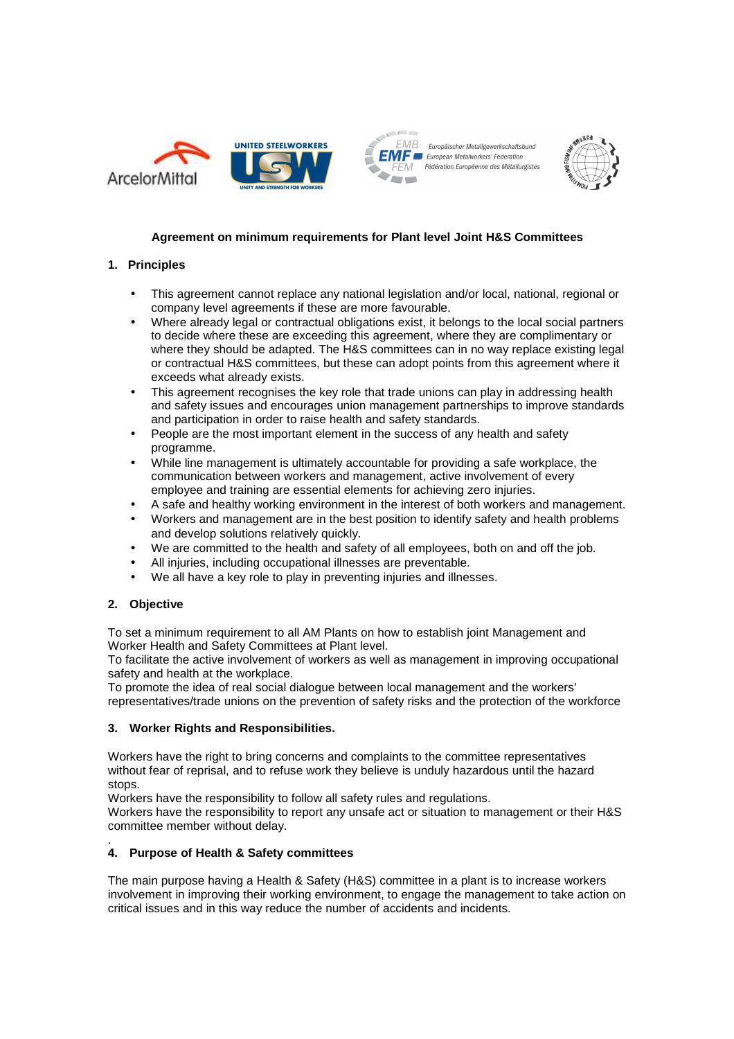## Agreement on minimum requirements for Plant level Joint H&S Committees

### 1. Principles

- This agreement cannot replace any national legislation and/or local, national, regional or company level agreements if these are more favourable.
- Where already legal or contractual obligations exist, it belongs to the local social partners to decide where these are exceeding this agreement, where they are complimentary or where they should be adapted. The H&S committees can in no way replace existing legal or contractual H&S committees, but these can adopt points from this agreement where it exceeds what already exists.
- This agreement recognises the key role that trade unions can play in addressing health and safety issues and encourages union management partnerships to improve standards and participation in order to raise health and safety standards.
- People are the most important element in the success of any health and safety programme.
- While line management is ultimately accountable for providing a safe workplace, the communication between workers and management, active involvement of every employee and training are essential elements for achieving zero injuries.
- A safe and healthy working environment in the interest of both workers and management.
- Workers and management are in the best position to identify safety and health problems and develop solutions relatively quickly.
- We are committed to the health and safety of all employees, both on and off the job.
- All injuries, including occupational illnesses are preventable.
- We all have a key role to play in preventing injuries and illnesses.

### 2. Objective

To set a minimum requirement to all AM Plants on how to establish joint Management and Worker Health and Safety Committees at Plant level.
To facilitate the active involvement of workers as well as management in improving occupational safety and health at the workplace.
To promote the idea of real social dialogue between local management and the workers' representatives/trade unions on the prevention of safety risks and the protection of the workforce

### 3. Worker Rights and Responsibilities.

Workers have the right to bring concerns and complaints to the committee representatives without fear of reprisal, and to refuse work they believe is unduly hazardous until the hazard stops.
Workers have the responsibility to follow all safety rules and regulations.
Workers have the responsibility to report any unsafe act or situation to management or their H&S committee member without delay.

.

### 4. Purpose of Health & Safety committees

The main purpose having a Health & Safety (H&S) committee in a plant is to increase workers involvement in improving their working environment, to engage the management to take action on critical issues and in this way reduce the number of accidents and incidents.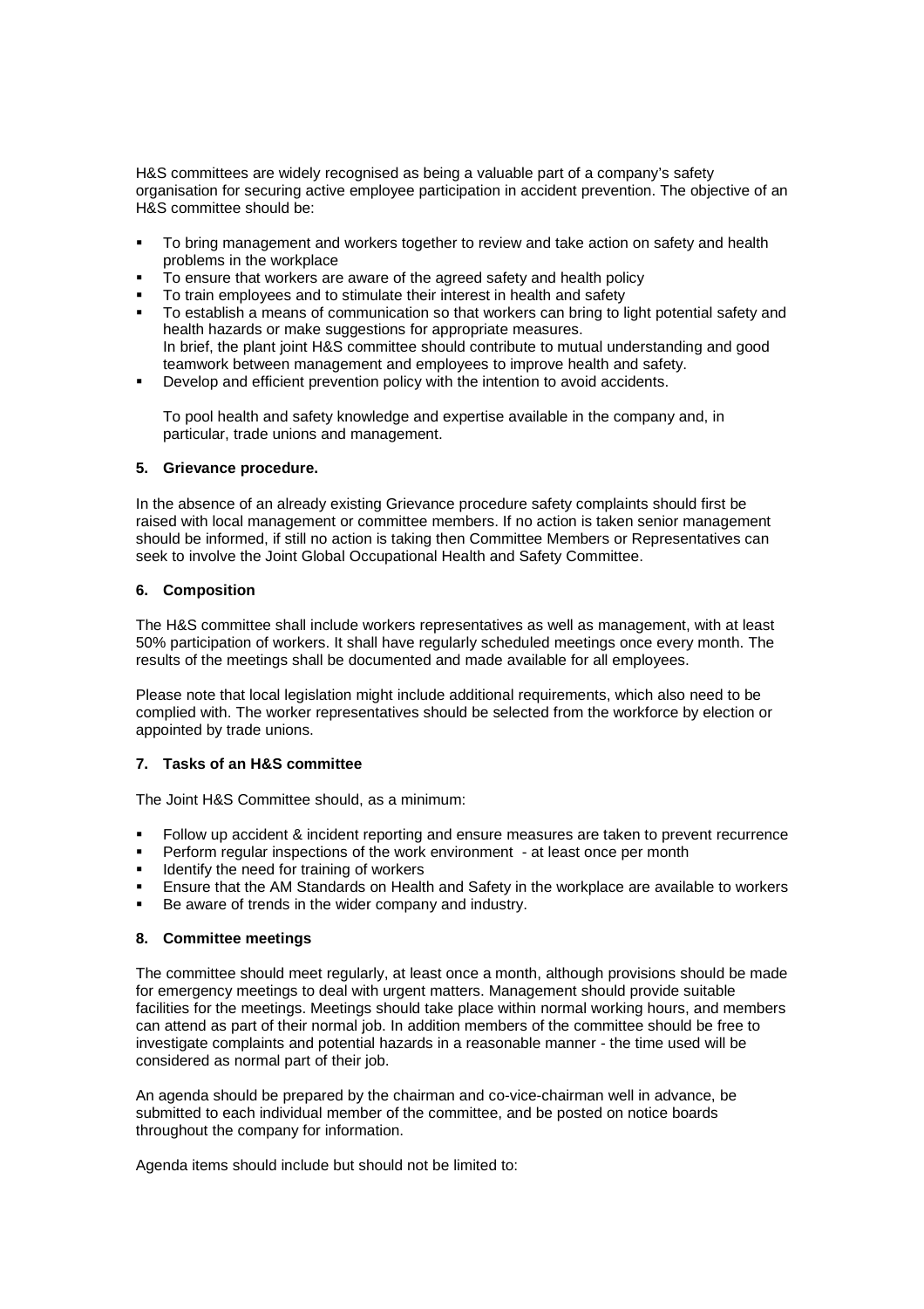H&S committees are widely recognised as being a valuable part of a company's safety organisation for securing active employee participation in accident prevention. The objective of an H&S committee should be:

- To bring management and workers together to review and take action on safety and health problems in the workplace
- To ensure that workers are aware of the agreed safety and health policy
- To train employees and to stimulate their interest in health and safety
- To establish a means of communication so that workers can bring to light potential safety and health hazards or make suggestions for appropriate measures.
  In brief, the plant joint H&S committee should contribute to mutual understanding and good teamwork between management and employees to improve health and safety.
- Develop and efficient prevention policy with the intention to avoid accidents.

  To pool health and safety knowledge and expertise available in the company and, in particular, trade unions and management.

### 5. Grievance procedure.

In the absence of an already existing Grievance procedure safety complaints should first be raised with local management or committee members. If no action is taken senior management should be informed, if still no action is taking then Committee Members or Representatives can seek to involve the Joint Global Occupational Health and Safety Committee.

### 6. Composition

The H&S committee shall include workers representatives as well as management, with at least 50% participation of workers. It shall have regularly scheduled meetings once every month. The results of the meetings shall be documented and made available for all employees.

Please note that local legislation might include additional requirements, which also need to be complied with. The worker representatives should be selected from the workforce by election or appointed by trade unions.

### 7. Tasks of an H&S committee

The Joint H&S Committee should, as a minimum:

- Follow up accident & incident reporting and ensure measures are taken to prevent recurrence
- Perform regular inspections of the work environment - at least once per month
- Identify the need for training of workers
- Ensure that the AM Standards on Health and Safety in the workplace are available to workers
- Be aware of trends in the wider company and industry.

### 8. Committee meetings

The committee should meet regularly, at least once a month, although provisions should be made for emergency meetings to deal with urgent matters. Management should provide suitable facilities for the meetings. Meetings should take place within normal working hours, and members can attend as part of their normal job. In addition members of the committee should be free to investigate complaints and potential hazards in a reasonable manner - the time used will be considered as normal part of their job.

An agenda should be prepared by the chairman and co-vice-chairman well in advance, be submitted to each individual member of the committee, and be posted on notice boards throughout the company for information.

Agenda items should include but should not be limited to: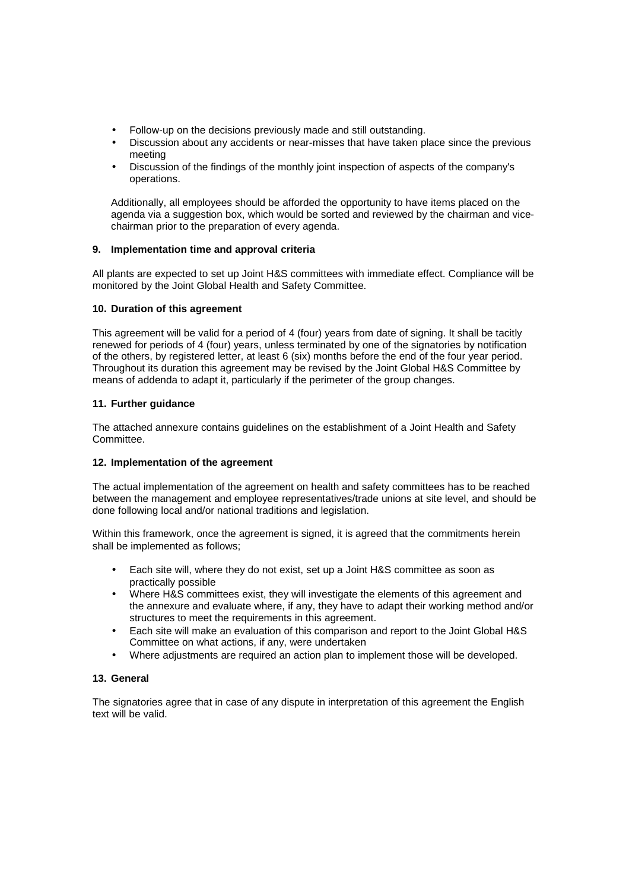- Follow-up on the decisions previously made and still outstanding.
- Discussion about any accidents or near-misses that have taken place since the previous meeting
- Discussion of the findings of the monthly joint inspection of aspects of the company's operations.

Additionally, all employees should be afforded the opportunity to have items placed on the agenda via a suggestion box, which would be sorted and reviewed by the chairman and vice-chairman prior to the preparation of every agenda.

**9. Implementation time and approval criteria**

All plants are expected to set up Joint H&S committees with immediate effect. Compliance will be monitored by the Joint Global Health and Safety Committee.

**10. Duration of this agreement**

This agreement will be valid for a period of 4 (four) years from date of signing. It shall be tacitly renewed for periods of 4 (four) years, unless terminated by one of the signatories by notification of the others, by registered letter, at least 6 (six) months before the end of the four year period. Throughout its duration this agreement may be revised by the Joint Global H&S Committee by means of addenda to adapt it, particularly if the perimeter of the group changes.

**11. Further guidance**

The attached annexure contains guidelines on the establishment of a Joint Health and Safety Committee.

**12. Implementation of the agreement**

The actual implementation of the agreement on health and safety committees has to be reached between the management and employee representatives/trade unions at site level, and should be done following local and/or national traditions and legislation.

Within this framework, once the agreement is signed, it is agreed that the commitments herein shall be implemented as follows;

- Each site will, where they do not exist, set up a Joint H&S committee as soon as practically possible
- Where H&S committees exist, they will investigate the elements of this agreement and the annexure and evaluate where, if any, they have to adapt their working method and/or structures to meet the requirements in this agreement.
- Each site will make an evaluation of this comparison and report to the Joint Global H&S Committee on what actions, if any, were undertaken
- Where adjustments are required an action plan to implement those will be developed.

**13. General**

The signatories agree that in case of any dispute in interpretation of this agreement the English text will be valid.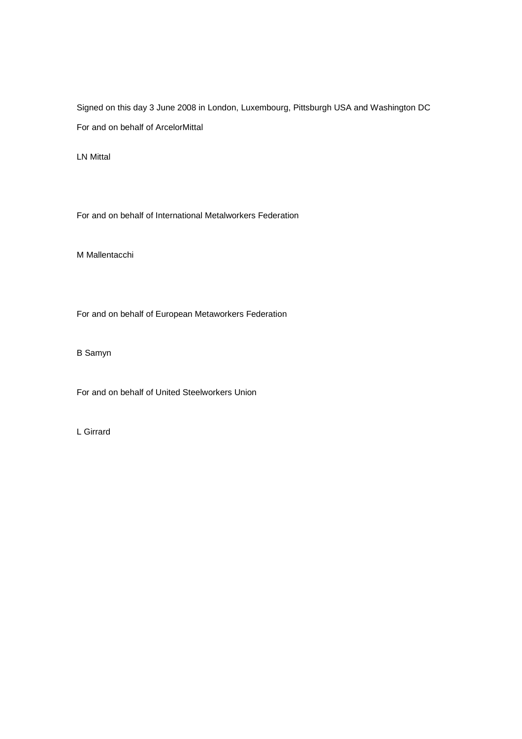Signed on this day 3 June 2008 in London, Luxembourg, Pittsburgh USA and Washington DC

For and on behalf of ArcelorMittal

LN Mittal

For and on behalf of International Metalworkers Federation

M Mallentacchi

For and on behalf of European Metaworkers Federation

B Samyn

For and on behalf of United Steelworkers Union

L Girrard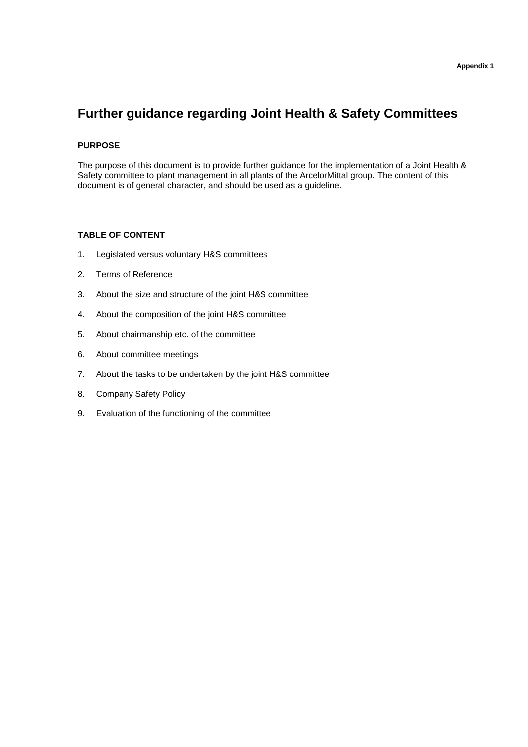**Appendix 1**

# Further guidance regarding Joint Health & Safety Committees

### PURPOSE

The purpose of this document is to provide further guidance for the implementation of a Joint Health & Safety committee to plant management in all plants of the ArcelorMittal group. The content of this document is of general character, and should be used as a guideline.

### TABLE OF CONTENT

1. Legislated versus voluntary H&S committees
2. Terms of Reference
3. About the size and structure of the joint H&S committee
4. About the composition of the joint H&S committee
5. About chairmanship etc. of the committee
6. About committee meetings
7. About the tasks to be undertaken by the joint H&S committee
8. Company Safety Policy
9. Evaluation of the functioning of the committee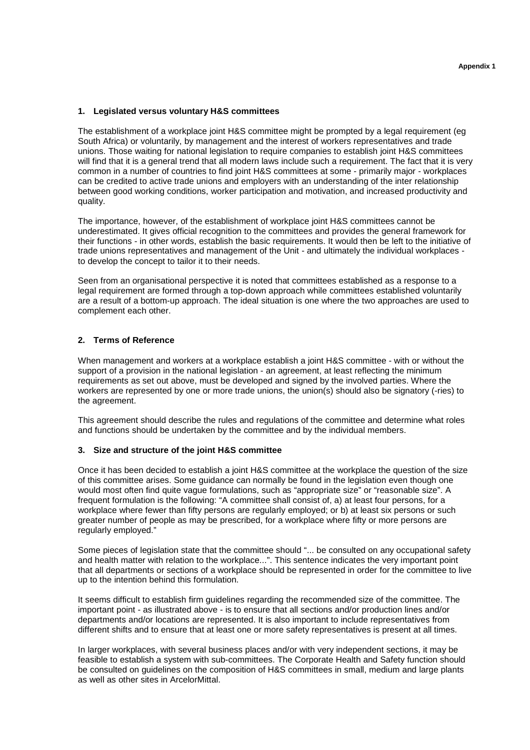**Appendix 1**

## 1. Legislated versus voluntary H&S committees

The establishment of a workplace joint H&S committee might be prompted by a legal requirement (eg South Africa) or voluntarily, by management and the interest of workers representatives and trade unions. Those waiting for national legislation to require companies to establish joint H&S committees will find that it is a general trend that all modern laws include such a requirement. The fact that it is very common in a number of countries to find joint H&S committees at some - primarily major - workplaces can be credited to active trade unions and employers with an understanding of the inter relationship between good working conditions, worker participation and motivation, and increased productivity and quality.

The importance, however, of the establishment of workplace joint H&S committees cannot be underestimated. It gives official recognition to the committees and provides the general framework for their functions - in other words, establish the basic requirements. It would then be left to the initiative of trade unions representatives and management of the Unit - and ultimately the individual workplaces - to develop the concept to tailor it to their needs.

Seen from an organisational perspective it is noted that committees established as a response to a legal requirement are formed through a top-down approach while committees established voluntarily are a result of a bottom-up approach. The ideal situation is one where the two approaches are used to complement each other.

## 2. Terms of Reference

When management and workers at a workplace establish a joint H&S committee - with or without the support of a provision in the national legislation - an agreement, at least reflecting the minimum requirements as set out above, must be developed and signed by the involved parties. Where the workers are represented by one or more trade unions, the union(s) should also be signatory (-ries) to the agreement.

This agreement should describe the rules and regulations of the committee and determine what roles and functions should be undertaken by the committee and by the individual members.

## 3. Size and structure of the joint H&S committee

Once it has been decided to establish a joint H&S committee at the workplace the question of the size of this committee arises. Some guidance can normally be found in the legislation even though one would most often find quite vague formulations, such as "appropriate size" or "reasonable size". A frequent formulation is the following: "A committee shall consist of, a) at least four persons, for a workplace where fewer than fifty persons are regularly employed; or b) at least six persons or such greater number of people as may be prescribed, for a workplace where fifty or more persons are regularly employed."

Some pieces of legislation state that the committee should "... be consulted on any occupational safety and health matter with relation to the workplace...". This sentence indicates the very important point that all departments or sections of a workplace should be represented in order for the committee to live up to the intention behind this formulation.

It seems difficult to establish firm guidelines regarding the recommended size of the committee. The important point - as illustrated above - is to ensure that all sections and/or production lines and/or departments and/or locations are represented. It is also important to include representatives from different shifts and to ensure that at least one or more safety representatives is present at all times.

In larger workplaces, with several business places and/or with very independent sections, it may be feasible to establish a system with sub-committees. The Corporate Health and Safety function should be consulted on guidelines on the composition of H&S committees in small, medium and large plants as well as other sites in ArcelorMittal.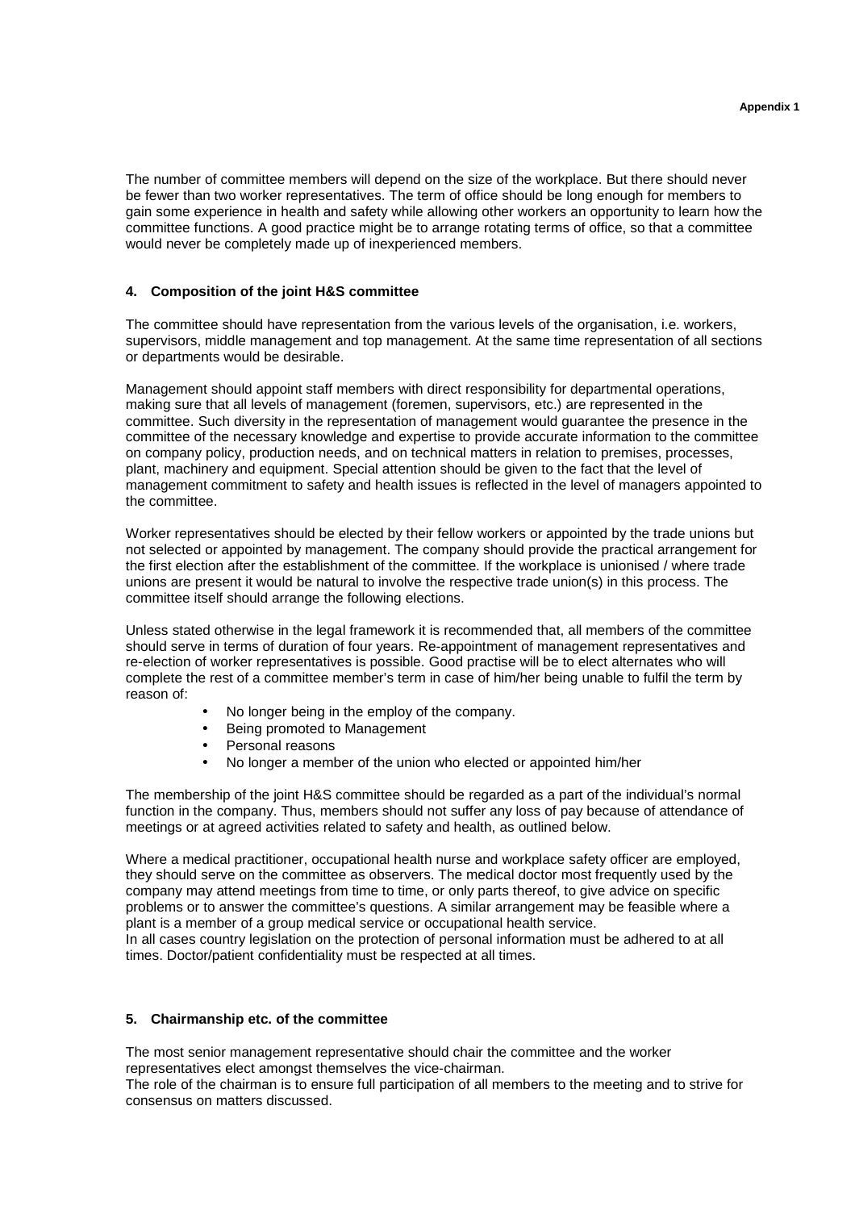The number of committee members will depend on the size of the workplace. But there should never be fewer than two worker representatives. The term of office should be long enough for members to gain some experience in health and safety while allowing other workers an opportunity to learn how the committee functions. A good practice might be to arrange rotating terms of office, so that a committee would never be completely made up of inexperienced members.

### 4. Composition of the joint H&S committee

The committee should have representation from the various levels of the organisation, i.e. workers, supervisors, middle management and top management. At the same time representation of all sections or departments would be desirable.

Management should appoint staff members with direct responsibility for departmental operations, making sure that all levels of management (foremen, supervisors, etc.) are represented in the committee. Such diversity in the representation of management would guarantee the presence in the committee of the necessary knowledge and expertise to provide accurate information to the committee on company policy, production needs, and on technical matters in relation to premises, processes, plant, machinery and equipment. Special attention should be given to the fact that the level of management commitment to safety and health issues is reflected in the level of managers appointed to the committee.

Worker representatives should be elected by their fellow workers or appointed by the trade unions but not selected or appointed by management. The company should provide the practical arrangement for the first election after the establishment of the committee. If the workplace is unionised / where trade unions are present it would be natural to involve the respective trade union(s) in this process. The committee itself should arrange the following elections.

Unless stated otherwise in the legal framework it is recommended that, all members of the committee should serve in terms of duration of four years. Re-appointment of management representatives and re-election of worker representatives is possible. Good practise will be to elect alternates who will complete the rest of a committee member's term in case of him/her being unable to fulfil the term by reason of:

- No longer being in the employ of the company.
- Being promoted to Management
- Personal reasons
- No longer a member of the union who elected or appointed him/her

The membership of the joint H&S committee should be regarded as a part of the individual's normal function in the company. Thus, members should not suffer any loss of pay because of attendance of meetings or at agreed activities related to safety and health, as outlined below.

Where a medical practitioner, occupational health nurse and workplace safety officer are employed, they should serve on the committee as observers. The medical doctor most frequently used by the company may attend meetings from time to time, or only parts thereof, to give advice on specific problems or to answer the committee's questions. A similar arrangement may be feasible where a plant is a member of a group medical service or occupational health service.
In all cases country legislation on the protection of personal information must be adhered to at all times. Doctor/patient confidentiality must be respected at all times.

### 5. Chairmanship etc. of the committee

The most senior management representative should chair the committee and the worker representatives elect amongst themselves the vice-chairman.
The role of the chairman is to ensure full participation of all members to the meeting and to strive for consensus on matters discussed.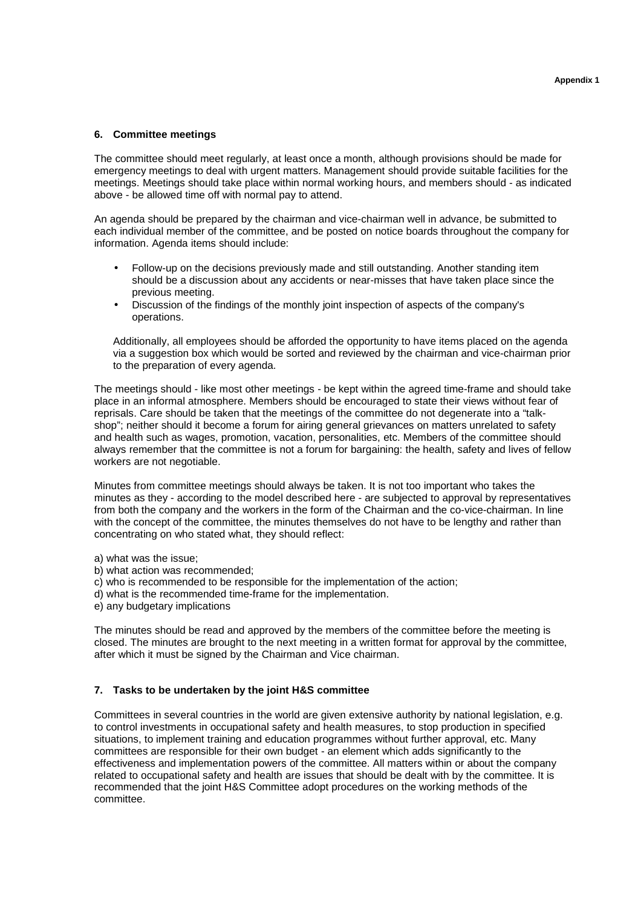## 6. Committee meetings

The committee should meet regularly, at least once a month, although provisions should be made for emergency meetings to deal with urgent matters. Management should provide suitable facilities for the meetings. Meetings should take place within normal working hours, and members should - as indicated above - be allowed time off with normal pay to attend.

An agenda should be prepared by the chairman and vice-chairman well in advance, be submitted to each individual member of the committee, and be posted on notice boards throughout the company for information. Agenda items should include:

- Follow-up on the decisions previously made and still outstanding. Another standing item should be a discussion about any accidents or near-misses that have taken place since the previous meeting.
- Discussion of the findings of the monthly joint inspection of aspects of the company's operations.

Additionally, all employees should be afforded the opportunity to have items placed on the agenda via a suggestion box which would be sorted and reviewed by the chairman and vice-chairman prior to the preparation of every agenda.

The meetings should - like most other meetings - be kept within the agreed time-frame and should take place in an informal atmosphere. Members should be encouraged to state their views without fear of reprisals. Care should be taken that the meetings of the committee do not degenerate into a "talk-shop"; neither should it become a forum for airing general grievances on matters unrelated to safety and health such as wages, promotion, vacation, personalities, etc. Members of the committee should always remember that the committee is not a forum for bargaining: the health, safety and lives of fellow workers are not negotiable.

Minutes from committee meetings should always be taken. It is not too important who takes the minutes as they - according to the model described here - are subjected to approval by representatives from both the company and the workers in the form of the Chairman and the co-vice-chairman. In line with the concept of the committee, the minutes themselves do not have to be lengthy and rather than concentrating on who stated what, they should reflect:

a) what was the issue;
b) what action was recommended;
c) who is recommended to be responsible for the implementation of the action;
d) what is the recommended time-frame for the implementation.
e) any budgetary implications

The minutes should be read and approved by the members of the committee before the meeting is closed. The minutes are brought to the next meeting in a written format for approval by the committee, after which it must be signed by the Chairman and Vice chairman.

## 7. Tasks to be undertaken by the joint H&S committee

Committees in several countries in the world are given extensive authority by national legislation, e.g. to control investments in occupational safety and health measures, to stop production in specified situations, to implement training and education programmes without further approval, etc. Many committees are responsible for their own budget - an element which adds significantly to the effectiveness and implementation powers of the committee. All matters within or about the company related to occupational safety and health are issues that should be dealt with by the committee. It is recommended that the joint H&S Committee adopt procedures on the working methods of the committee.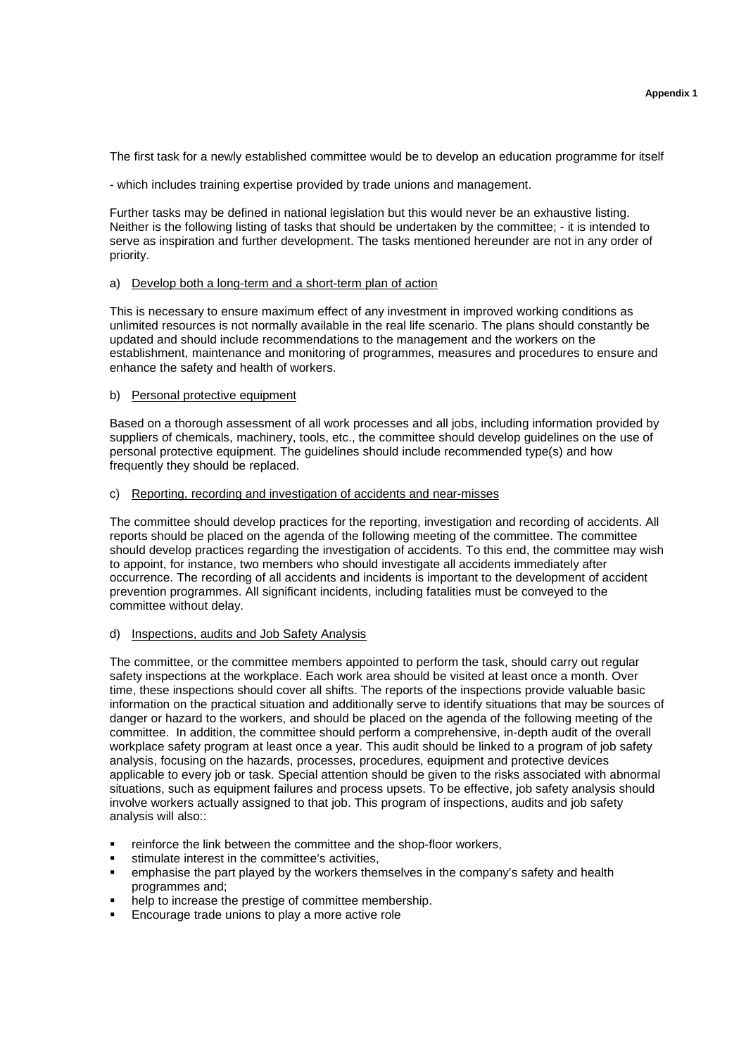The first task for a newly established committee would be to develop an education programme for itself

- which includes training expertise provided by trade unions and management.

Further tasks may be defined in national legislation but this would never be an exhaustive listing. Neither is the following listing of tasks that should be undertaken by the committee; - it is intended to serve as inspiration and further development. The tasks mentioned hereunder are not in any order of priority.

a) Develop both a long-term and a short-term plan of action

This is necessary to ensure maximum effect of any investment in improved working conditions as unlimited resources is not normally available in the real life scenario. The plans should constantly be updated and should include recommendations to the management and the workers on the establishment, maintenance and monitoring of programmes, measures and procedures to ensure and enhance the safety and health of workers.

b) Personal protective equipment

Based on a thorough assessment of all work processes and all jobs, including information provided by suppliers of chemicals, machinery, tools, etc., the committee should develop guidelines on the use of personal protective equipment. The guidelines should include recommended type(s) and how frequently they should be replaced.

c) Reporting, recording and investigation of accidents and near-misses

The committee should develop practices for the reporting, investigation and recording of accidents. All reports should be placed on the agenda of the following meeting of the committee. The committee should develop practices regarding the investigation of accidents. To this end, the committee may wish to appoint, for instance, two members who should investigate all accidents immediately after occurrence. The recording of all accidents and incidents is important to the development of accident prevention programmes. All significant incidents, including fatalities must be conveyed to the committee without delay.

d) Inspections, audits and Job Safety Analysis

The committee, or the committee members appointed to perform the task, should carry out regular safety inspections at the workplace. Each work area should be visited at least once a month. Over time, these inspections should cover all shifts. The reports of the inspections provide valuable basic information on the practical situation and additionally serve to identify situations that may be sources of danger or hazard to the workers, and should be placed on the agenda of the following meeting of the committee. In addition, the committee should perform a comprehensive, in-depth audit of the overall workplace safety program at least once a year. This audit should be linked to a program of job safety analysis, focusing on the hazards, processes, procedures, equipment and protective devices applicable to every job or task. Special attention should be given to the risks associated with abnormal situations, such as equipment failures and process upsets. To be effective, job safety analysis should involve workers actually assigned to that job. This program of inspections, audits and job safety analysis will also::

- reinforce the link between the committee and the shop-floor workers,
- stimulate interest in the committee's activities,
- emphasise the part played by the workers themselves in the company's safety and health programmes and;
- help to increase the prestige of committee membership.
- Encourage trade unions to play a more active role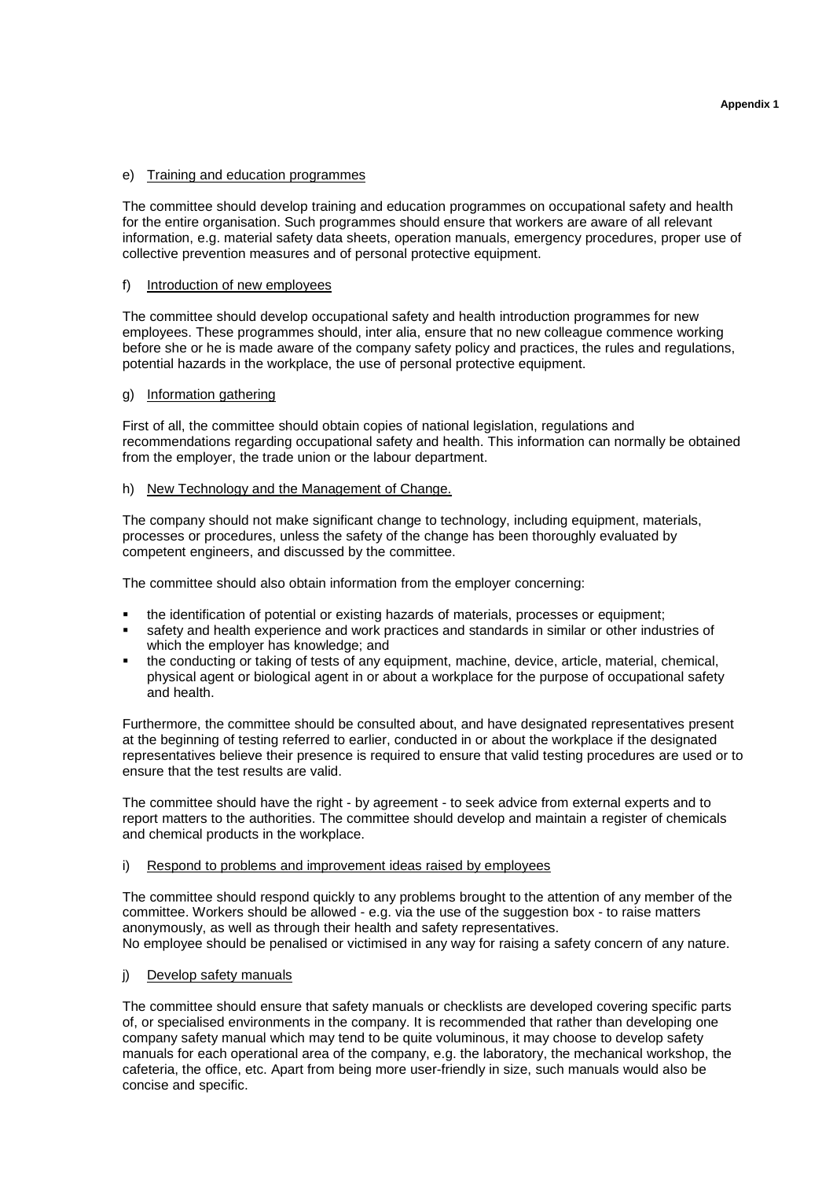e) Training and education programmes

The committee should develop training and education programmes on occupational safety and health for the entire organisation. Such programmes should ensure that workers are aware of all relevant information, e.g. material safety data sheets, operation manuals, emergency procedures, proper use of collective prevention measures and of personal protective equipment.

f) Introduction of new employees

The committee should develop occupational safety and health introduction programmes for new employees. These programmes should, inter alia, ensure that no new colleague commence working before she or he is made aware of the company safety policy and practices, the rules and regulations, potential hazards in the workplace, the use of personal protective equipment.

g) Information gathering

First of all, the committee should obtain copies of national legislation, regulations and recommendations regarding occupational safety and health. This information can normally be obtained from the employer, the trade union or the labour department.

h) New Technology and the Management of Change.

The company should not make significant change to technology, including equipment, materials, processes or procedures, unless the safety of the change has been thoroughly evaluated by competent engineers, and discussed by the committee.

The committee should also obtain information from the employer concerning:

- the identification of potential or existing hazards of materials, processes or equipment;
- safety and health experience and work practices and standards in similar or other industries of which the employer has knowledge; and
- the conducting or taking of tests of any equipment, machine, device, article, material, chemical, physical agent or biological agent in or about a workplace for the purpose of occupational safety and health.

Furthermore, the committee should be consulted about, and have designated representatives present at the beginning of testing referred to earlier, conducted in or about the workplace if the designated representatives believe their presence is required to ensure that valid testing procedures are used or to ensure that the test results are valid.

The committee should have the right - by agreement - to seek advice from external experts and to report matters to the authorities. The committee should develop and maintain a register of chemicals and chemical products in the workplace.

i) Respond to problems and improvement ideas raised by employees

The committee should respond quickly to any problems brought to the attention of any member of the committee. Workers should be allowed - e.g. via the use of the suggestion box - to raise matters anonymously, as well as through their health and safety representatives.
No employee should be penalised or victimised in any way for raising a safety concern of any nature.

j) Develop safety manuals

The committee should ensure that safety manuals or checklists are developed covering specific parts of, or specialised environments in the company. It is recommended that rather than developing one company safety manual which may tend to be quite voluminous, it may choose to develop safety manuals for each operational area of the company, e.g. the laboratory, the mechanical workshop, the cafeteria, the office, etc. Apart from being more user-friendly in size, such manuals would also be concise and specific.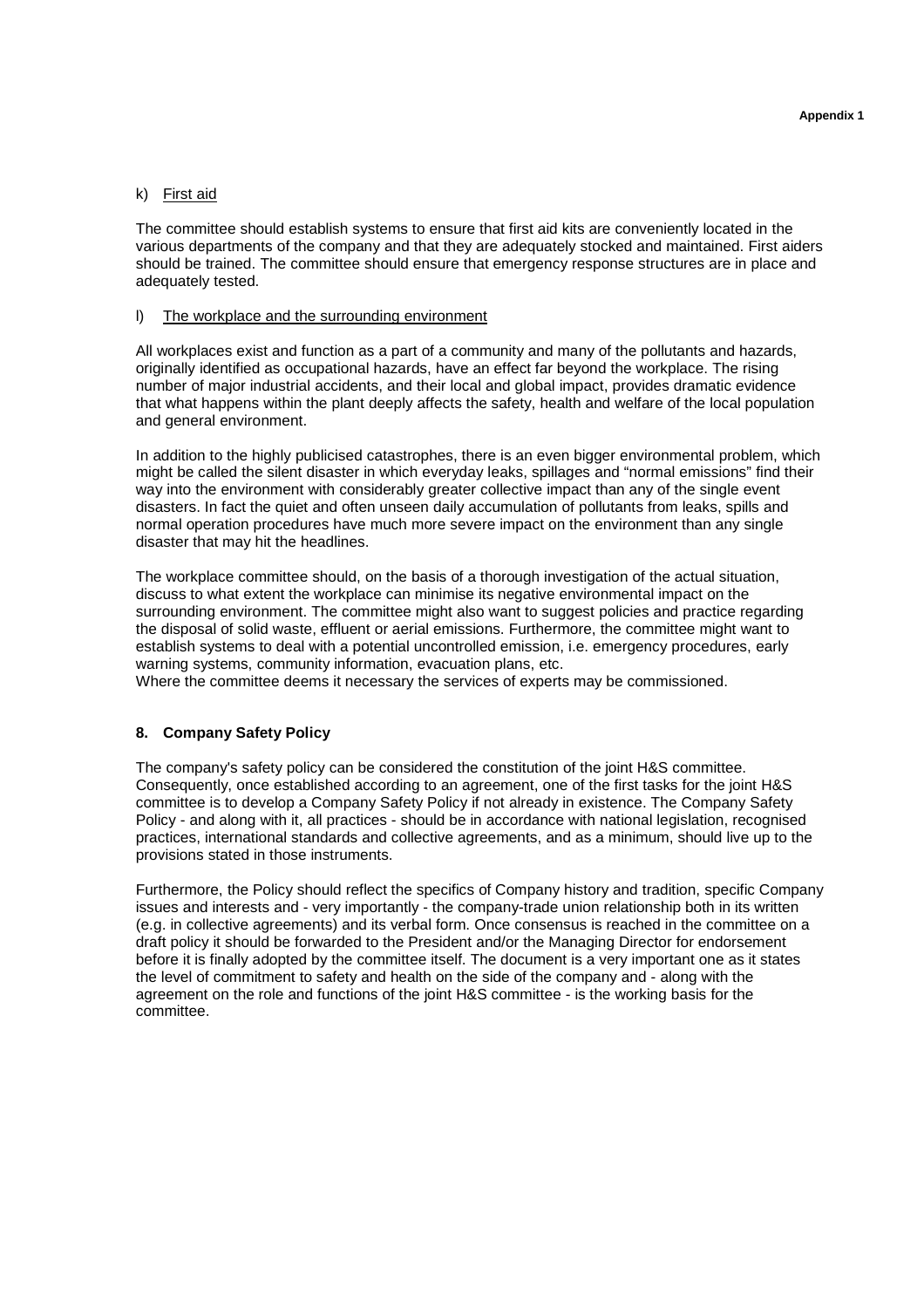k) First aid

The committee should establish systems to ensure that first aid kits are conveniently located in the various departments of the company and that they are adequately stocked and maintained. First aiders should be trained. The committee should ensure that emergency response structures are in place and adequately tested.

l) The workplace and the surrounding environment

All workplaces exist and function as a part of a community and many of the pollutants and hazards, originally identified as occupational hazards, have an effect far beyond the workplace. The rising number of major industrial accidents, and their local and global impact, provides dramatic evidence that what happens within the plant deeply affects the safety, health and welfare of the local population and general environment.

In addition to the highly publicised catastrophes, there is an even bigger environmental problem, which might be called the silent disaster in which everyday leaks, spillages and "normal emissions" find their way into the environment with considerably greater collective impact than any of the single event disasters. In fact the quiet and often unseen daily accumulation of pollutants from leaks, spills and normal operation procedures have much more severe impact on the environment than any single disaster that may hit the headlines.

The workplace committee should, on the basis of a thorough investigation of the actual situation, discuss to what extent the workplace can minimise its negative environmental impact on the surrounding environment. The committee might also want to suggest policies and practice regarding the disposal of solid waste, effluent or aerial emissions. Furthermore, the committee might want to establish systems to deal with a potential uncontrolled emission, i.e. emergency procedures, early warning systems, community information, evacuation plans, etc.
Where the committee deems it necessary the services of experts may be commissioned.

## 8. Company Safety Policy

The company's safety policy can be considered the constitution of the joint H&S committee. Consequently, once established according to an agreement, one of the first tasks for the joint H&S committee is to develop a Company Safety Policy if not already in existence. The Company Safety Policy - and along with it, all practices - should be in accordance with national legislation, recognised practices, international standards and collective agreements, and as a minimum, should live up to the provisions stated in those instruments.

Furthermore, the Policy should reflect the specifics of Company history and tradition, specific Company issues and interests and - very importantly - the company-trade union relationship both in its written (e.g. in collective agreements) and its verbal form. Once consensus is reached in the committee on a draft policy it should be forwarded to the President and/or the Managing Director for endorsement before it is finally adopted by the committee itself. The document is a very important one as it states the level of commitment to safety and health on the side of the company and - along with the agreement on the role and functions of the joint H&S committee - is the working basis for the committee.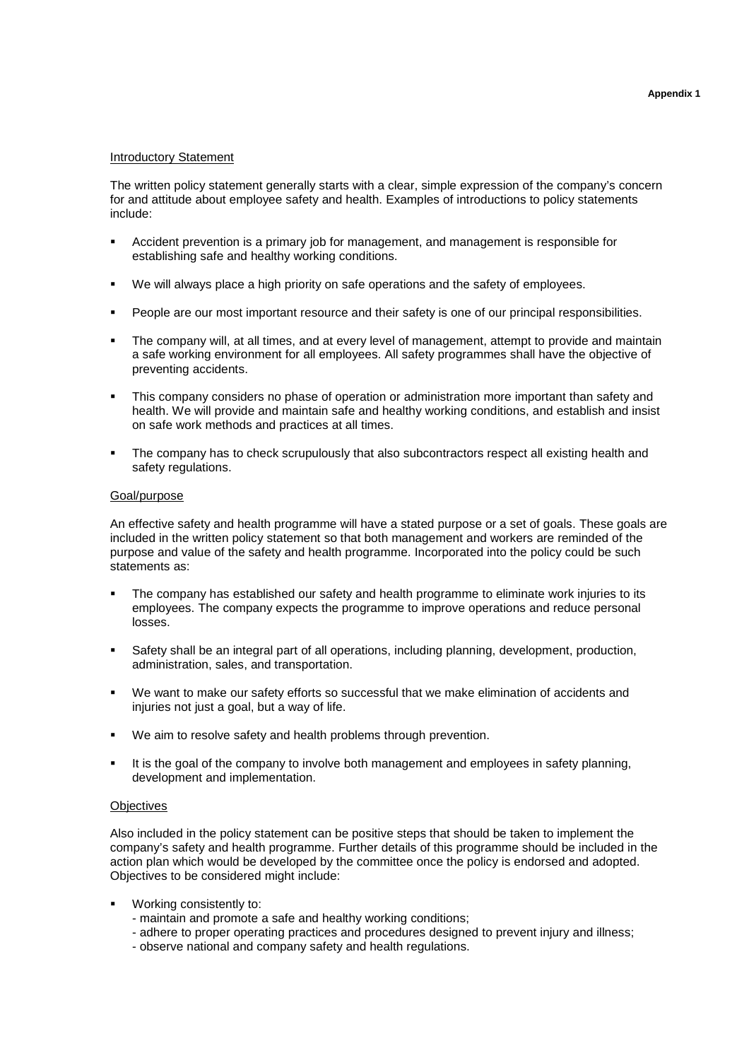**Appendix 1**

<u>Introductory Statement</u>

The written policy statement generally starts with a clear, simple expression of the company's concern for and attitude about employee safety and health. Examples of introductions to policy statements include:

- Accident prevention is a primary job for management, and management is responsible for establishing safe and healthy working conditions.
- We will always place a high priority on safe operations and the safety of employees.
- People are our most important resource and their safety is one of our principal responsibilities.
- The company will, at all times, and at every level of management, attempt to provide and maintain a safe working environment for all employees. All safety programmes shall have the objective of preventing accidents.
- This company considers no phase of operation or administration more important than safety and health. We will provide and maintain safe and healthy working conditions, and establish and insist on safe work methods and practices at all times.
- The company has to check scrupulously that also subcontractors respect all existing health and safety regulations.

<u>Goal/purpose</u>

An effective safety and health programme will have a stated purpose or a set of goals. These goals are included in the written policy statement so that both management and workers are reminded of the purpose and value of the safety and health programme. Incorporated into the policy could be such statements as:

- The company has established our safety and health programme to eliminate work injuries to its employees. The company expects the programme to improve operations and reduce personal losses.
- Safety shall be an integral part of all operations, including planning, development, production, administration, sales, and transportation.
- We want to make our safety efforts so successful that we make elimination of accidents and injuries not just a goal, but a way of life.
- We aim to resolve safety and health problems through prevention.
- It is the goal of the company to involve both management and employees in safety planning, development and implementation.

<u>Objectives</u>

Also included in the policy statement can be positive steps that should be taken to implement the company's safety and health programme. Further details of this programme should be included in the action plan which would be developed by the committee once the policy is endorsed and adopted. Objectives to be considered might include:

- Working consistently to:
  - maintain and promote a safe and healthy working conditions;
  - adhere to proper operating practices and procedures designed to prevent injury and illness;
  - observe national and company safety and health regulations.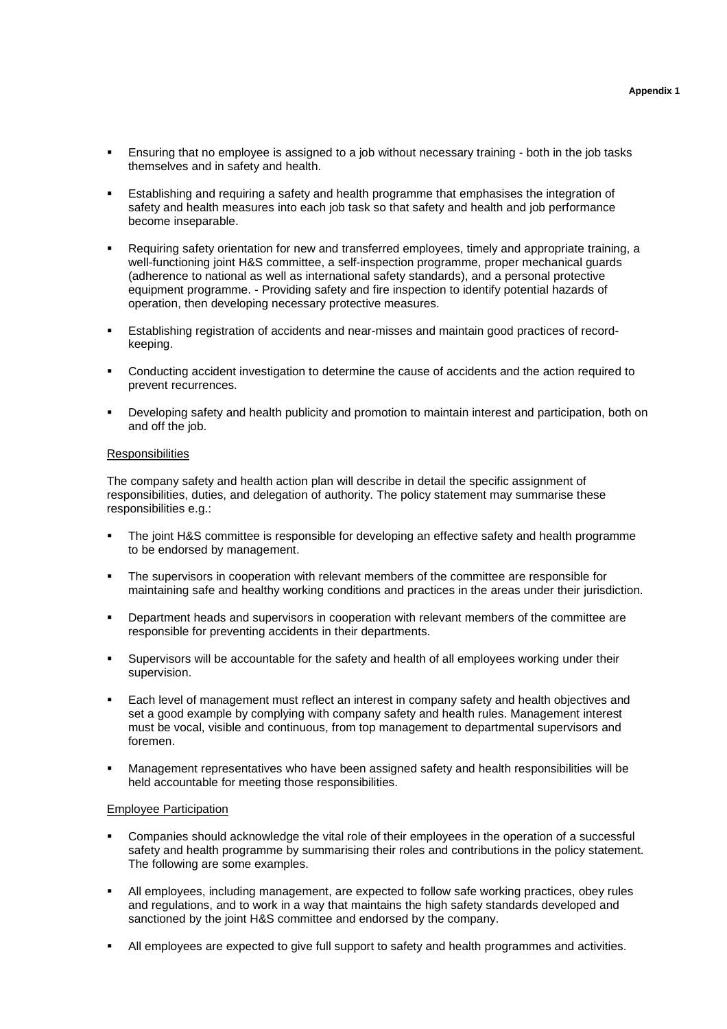**Appendix 1**

- Ensuring that no employee is assigned to a job without necessary training - both in the job tasks themselves and in safety and health.
- Establishing and requiring a safety and health programme that emphasises the integration of safety and health measures into each job task so that safety and health and job performance become inseparable.
- Requiring safety orientation for new and transferred employees, timely and appropriate training, a well-functioning joint H&S committee, a self-inspection programme, proper mechanical guards (adherence to national as well as international safety standards), and a personal protective equipment programme. - Providing safety and fire inspection to identify potential hazards of operation, then developing necessary protective measures.
- Establishing registration of accidents and near-misses and maintain good practices of record-keeping.
- Conducting accident investigation to determine the cause of accidents and the action required to prevent recurrences.
- Developing safety and health publicity and promotion to maintain interest and participation, both on and off the job.

Responsibilities

The company safety and health action plan will describe in detail the specific assignment of responsibilities, duties, and delegation of authority. The policy statement may summarise these responsibilities e.g.:

- The joint H&S committee is responsible for developing an effective safety and health programme to be endorsed by management.
- The supervisors in cooperation with relevant members of the committee are responsible for maintaining safe and healthy working conditions and practices in the areas under their jurisdiction.
- Department heads and supervisors in cooperation with relevant members of the committee are responsible for preventing accidents in their departments.
- Supervisors will be accountable for the safety and health of all employees working under their supervision.
- Each level of management must reflect an interest in company safety and health objectives and set a good example by complying with company safety and health rules. Management interest must be vocal, visible and continuous, from top management to departmental supervisors and foremen.
- Management representatives who have been assigned safety and health responsibilities will be held accountable for meeting those responsibilities.

Employee Participation

- Companies should acknowledge the vital role of their employees in the operation of a successful safety and health programme by summarising their roles and contributions in the policy statement. The following are some examples.
- All employees, including management, are expected to follow safe working practices, obey rules and regulations, and to work in a way that maintains the high safety standards developed and sanctioned by the joint H&S committee and endorsed by the company.
- All employees are expected to give full support to safety and health programmes and activities.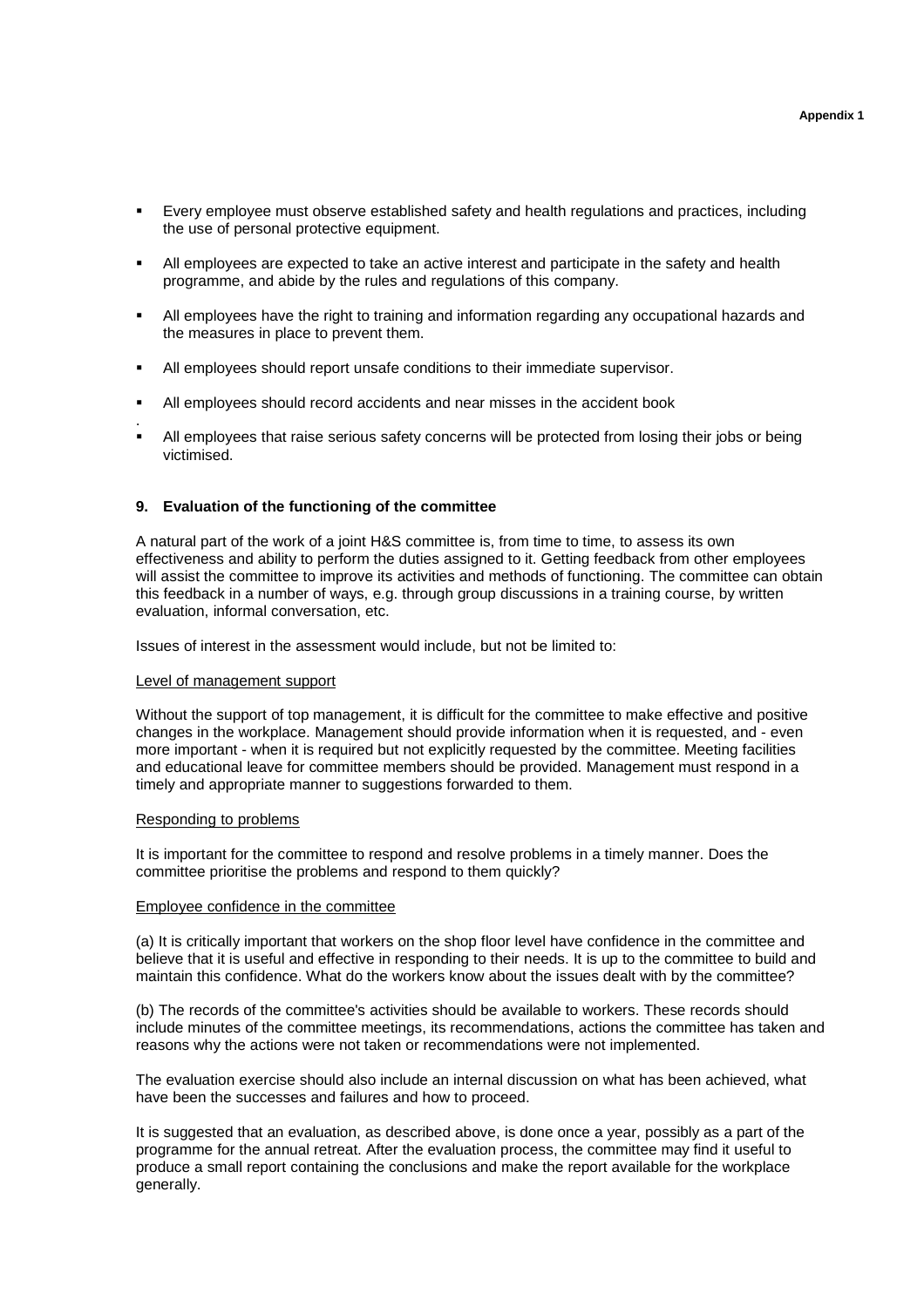- Every employee must observe established safety and health regulations and practices, including the use of personal protective equipment.

- All employees are expected to take an active interest and participate in the safety and health programme, and abide by the rules and regulations of this company.

- All employees have the right to training and information regarding any occupational hazards and the measures in place to prevent them.

- All employees should report unsafe conditions to their immediate supervisor.

- All employees should record accidents and near misses in the accident book
.
- All employees that raise serious safety concerns will be protected from losing their jobs or being victimised.

### 9. Evaluation of the functioning of the committee

A natural part of the work of a joint H&S committee is, from time to time, to assess its own effectiveness and ability to perform the duties assigned to it. Getting feedback from other employees will assist the committee to improve its activities and methods of functioning. The committee can obtain this feedback in a number of ways, e.g. through group discussions in a training course, by written evaluation, informal conversation, etc.

Issues of interest in the assessment would include, but not be limited to:

<u>Level of management support</u>

Without the support of top management, it is difficult for the committee to make effective and positive changes in the workplace. Management should provide information when it is requested, and - even more important - when it is required but not explicitly requested by the committee. Meeting facilities and educational leave for committee members should be provided. Management must respond in a timely and appropriate manner to suggestions forwarded to them.

<u>Responding to problems</u>

It is important for the committee to respond and resolve problems in a timely manner. Does the committee prioritise the problems and respond to them quickly?

<u>Employee confidence in the committee</u>

(a) It is critically important that workers on the shop floor level have confidence in the committee and believe that it is useful and effective in responding to their needs. It is up to the committee to build and maintain this confidence. What do the workers know about the issues dealt with by the committee?

(b) The records of the committee's activities should be available to workers. These records should include minutes of the committee meetings, its recommendations, actions the committee has taken and reasons why the actions were not taken or recommendations were not implemented.

The evaluation exercise should also include an internal discussion on what has been achieved, what have been the successes and failures and how to proceed.

It is suggested that an evaluation, as described above, is done once a year, possibly as a part of the programme for the annual retreat. After the evaluation process, the committee may find it useful to produce a small report containing the conclusions and make the report available for the workplace generally.